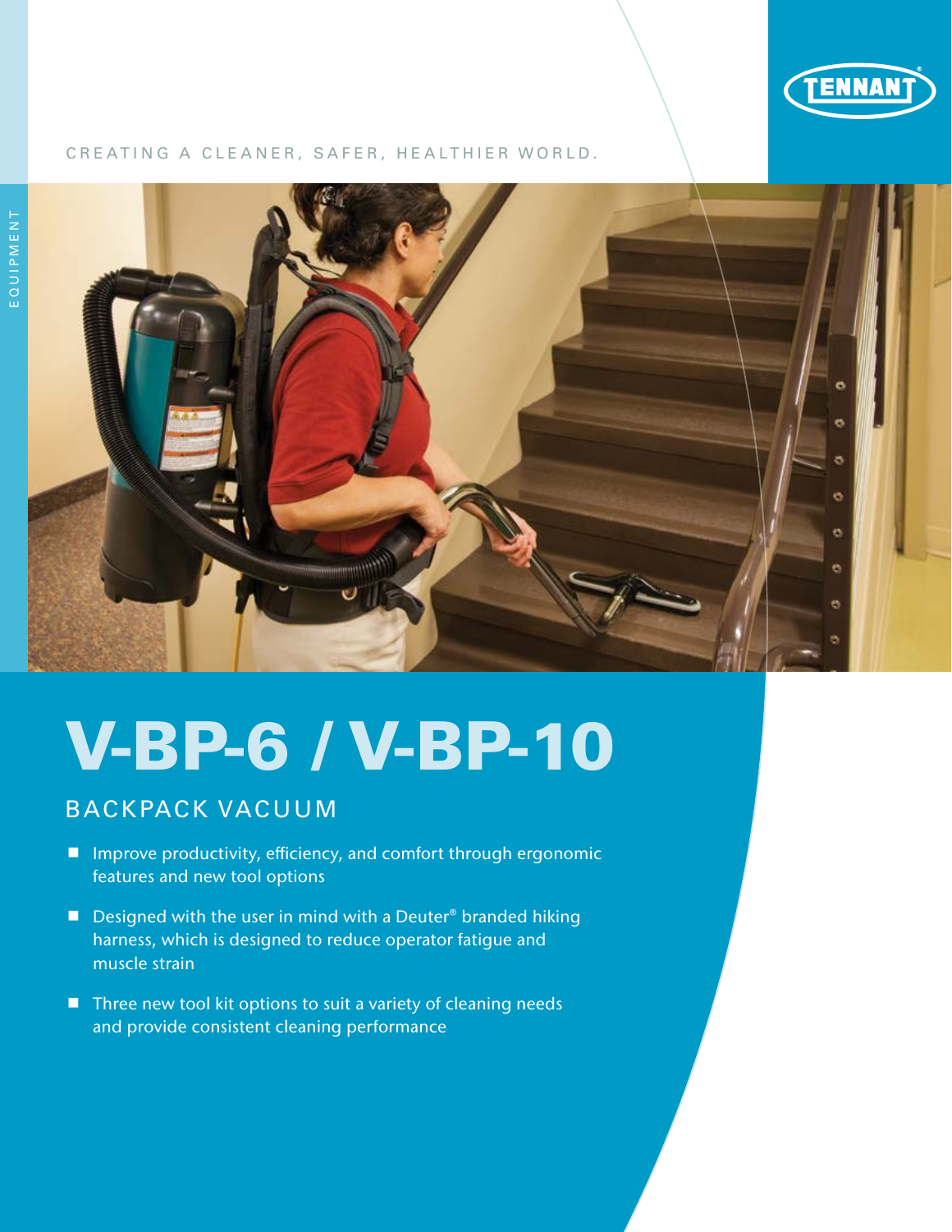TENNANT

CREATING A CLEANER, SAFER, HEALTHIER WORLD.

EQUIPMENT

# V-BP-6 / V-BP-10

## BACKPACK VACUUM

- Improve productivity, efficiency, and comfort through ergonomic features and new tool options
- Designed with the user in mind with a Deuter® branded hiking harness, which is designed to reduce operator fatigue and muscle strain
- Three new tool kit options to suit a variety of cleaning needs and provide consistent cleaning performance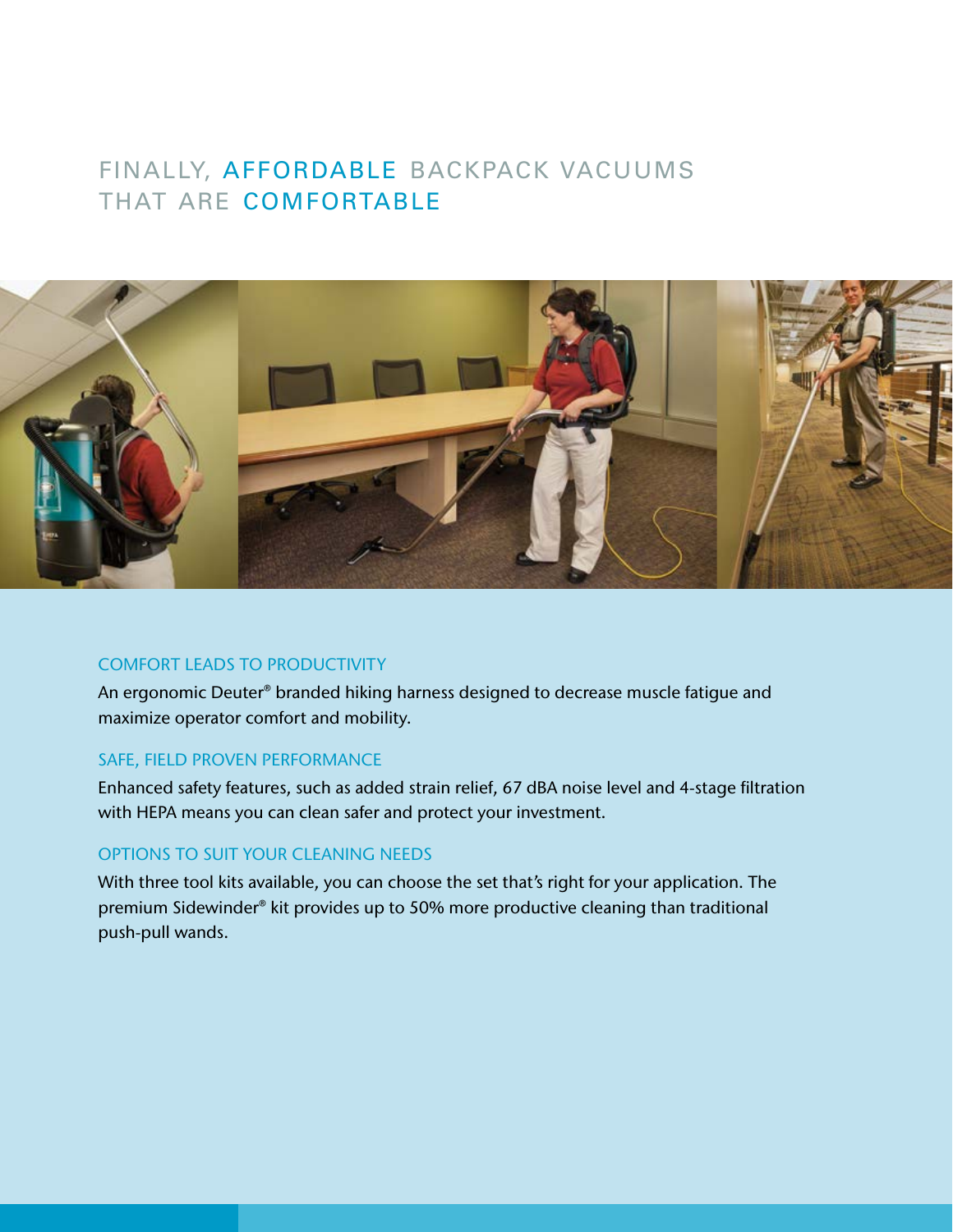# FINALLY, AFFORDABLE BACKPACK VACUUMS THAT ARE COMFORTABLE

## COMFORT LEADS TO PRODUCTIVITY

An ergonomic Deuter® branded hiking harness designed to decrease muscle fatigue and maximize operator comfort and mobility.

## SAFE, FIELD PROVEN PERFORMANCE

Enhanced safety features, such as added strain relief, 67 dBA noise level and 4-stage filtration with HEPA means you can clean safer and protect your investment.

## OPTIONS TO SUIT YOUR CLEANING NEEDS

With three tool kits available, you can choose the set that's right for your application. The premium Sidewinder® kit provides up to 50% more productive cleaning than traditional push-pull wands.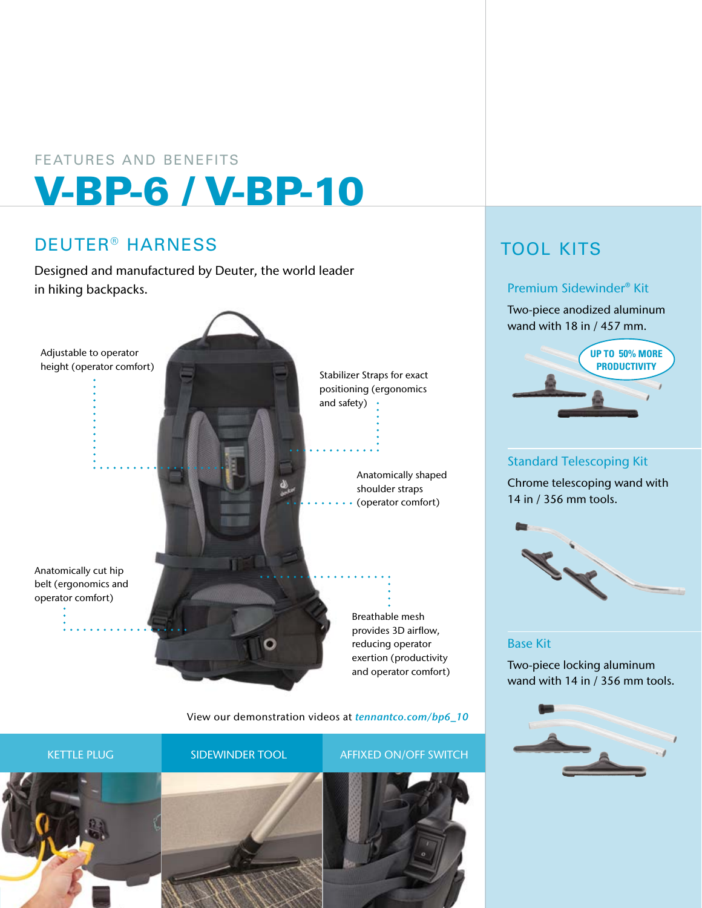FEATURES AND BENEFITS

# V-BP-6 / V-BP-10

## DEUTER® HARNESS

Designed and manufactured by Deuter, the world leader in hiking backpacks.

Adjustable to operator height (operator comfort)

Stabilizer Straps for exact positioning (ergonomics and safety)

Anatomically shaped shoulder straps (operator comfort)

Anatomically cut hip belt (ergonomics and operator comfort)

Breathable mesh provides 3D airflow, reducing operator exertion (productivity and operator comfort)

View our demonstration videos at *tennantco.com/bp6_10*

KETTLE PLUG

SIDEWINDER TOOL

AFFIXED ON/OFF SWITCH

## TOOL KITS

### Premium Sidewinder® Kit

Two-piece anodized aluminum wand with 18 in / 457 mm.

**UP TO 50% MORE PRODUCTIVITY**

### Standard Telescoping Kit

Chrome telescoping wand with 14 in / 356 mm tools.

### Base Kit

Two-piece locking aluminum wand with 14 in / 356 mm tools.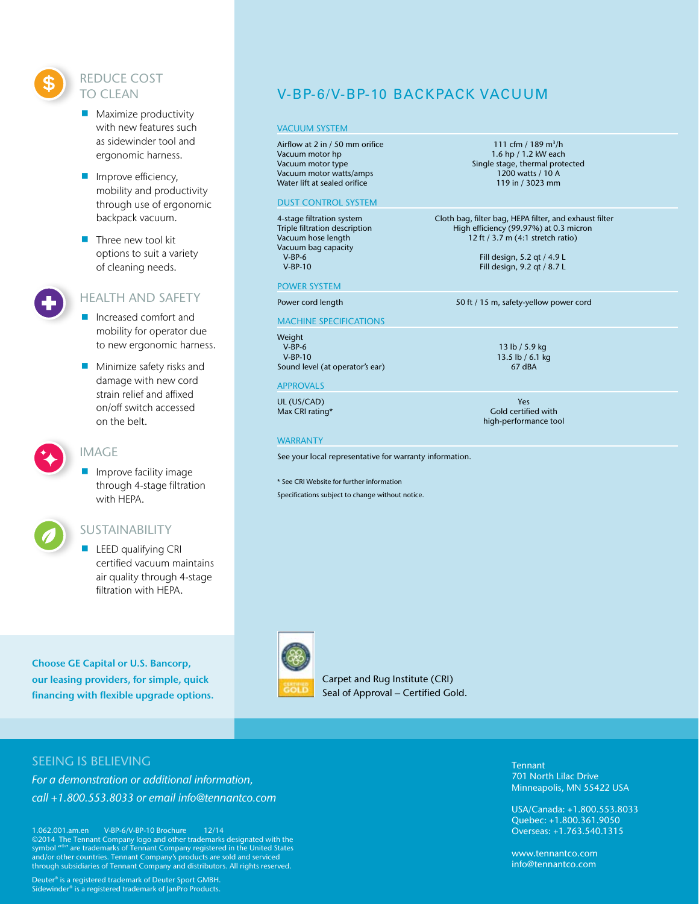## REDUCE COST TO CLEAN

- Maximize productivity with new features such as sidewinder tool and ergonomic harness.
- Improve efficiency, mobility and productivity through use of ergonomic backpack vacuum.
- Three new tool kit options to suit a variety of cleaning needs.

## HEALTH AND SAFETY

- Increased comfort and mobility for operator due to new ergonomic harness.
- Minimize safety risks and damage with new cord strain relief and affixed on/off switch accessed on the belt.

## IMAGE

- Improve facility image through 4-stage filtration with HEPA.

## SUSTAINABILITY

- LEED qualifying CRI certified vacuum maintains air quality through 4-stage filtration with HEPA.

**Choose GE Capital or U.S. Bancorp, our leasing providers, for simple, quick financing with flexible upgrade options.**

# V-BP-6/V-BP-10 BACKPACK VACUUM

### VACUUM SYSTEM

| | |
|---|---|
| Airflow at 2 in / 50 mm orifice | 111 cfm / 189 m³/h |
| Vacuum motor hp | 1.6 hp / 1.2 kW each |
| Vacuum motor type | Single stage, thermal protected |
| Vacuum motor watts/amps | 1200 watts / 10 A |
| Water lift at sealed orifice | 119 in / 3023 mm |

### DUST CONTROL SYSTEM

| | |
|---|---|
| 4-stage filtration system | Cloth bag, filter bag, HEPA filter, and exhaust filter |
| Triple filtration description | High efficiency (99.97%) at 0.3 micron |
| Vacuum hose length | 12 ft / 3.7 m (4:1 stretch ratio) |
| Vacuum bag capacity | |
| V-BP-6 | Fill design, 5.2 qt / 4.9 L |
| V-BP-10 | Fill design, 9.2 qt / 8.7 L |

### POWER SYSTEM

| | |
|---|---|
| Power cord length | 50 ft / 15 m, safety-yellow power cord |

### MACHINE SPECIFICATIONS

| | |
|---|---|
| Weight | |
| V-BP-6 | 13 lb / 5.9 kg |
| V-BP-10 | 13.5 lb / 6.1 kg |
| Sound level (at operator's ear) | 67 dBA |

### APPROVALS

| | |
|---|---|
| UL (US/CAD) | Yes |
| Max CRI rating* | Gold certified with high-performance tool |

### WARRANTY

See your local representative for warranty information.

* See CRI Website for further information

Specifications subject to change without notice.

Carpet and Rug Institute (CRI) Seal of Approval – Certified Gold.

## SEEING IS BELIEVING

*For a demonstration or additional information, call +1.800.553.8033 or email info@tennantco.com*

1.062.001.am.en V-BP-6/V-BP-10 Brochure 12/14
©2014 The Tennant Company logo and other trademarks designated with the symbol "®" are trademarks of Tennant Company registered in the United States and/or other countries. Tennant Company's products are sold and serviced through subsidiaries of Tennant Company and distributors. All rights reserved.

Deuter® is a registered trademark of Deuter Sport GMBH.
Sidewinder® is a registered trademark of JanPro Products.

Tennant
701 North Lilac Drive
Minneapolis, MN 55422 USA

USA/Canada: +1.800.553.8033
Quebec: +1.800.361.9050
Overseas: +1.763.540.1315

www.tennantco.com
info@tennantco.com